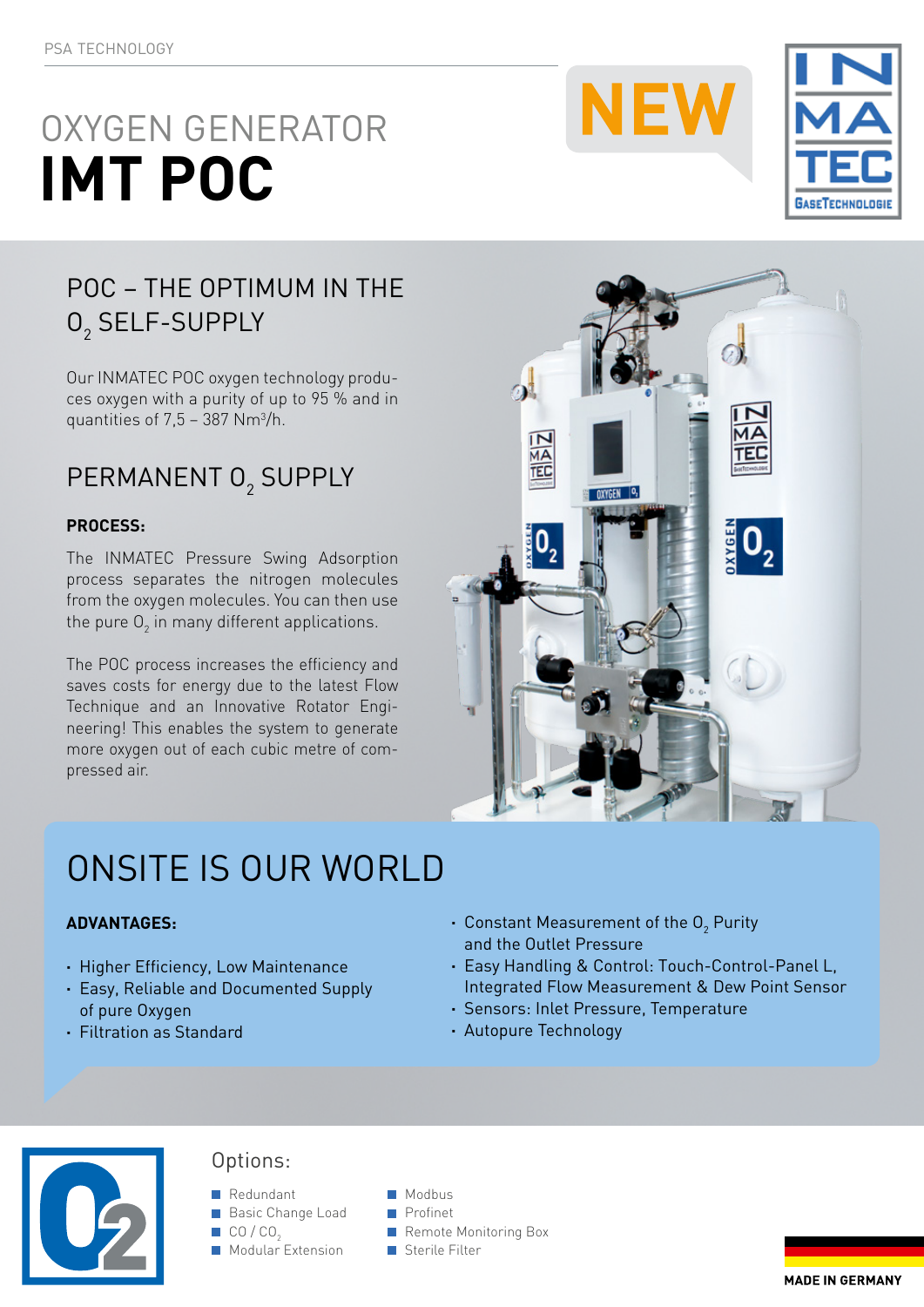PSA TECHNOLOGY

# OXYGEN GENERATOR

# IMT POC

NEW

## POC – THE OPTIMUM IN THE $O_2$ SELF-SUPPLY

Our INMATEC POC oxygen technology produces oxygen with a purity of up to 95 % and in quantities of 7,5 – 387 $Nm^3/h$.

## PERMANENT $O_2$ SUPPLY

**PROCESS:**

The INMATEC Pressure Swing Adsorption process separates the nitrogen molecules from the oxygen molecules. You can then use the pure $O_2$ in many different applications.

The POC process increases the efficiency and saves costs for energy due to the latest Flow Technique and an Innovative Rotator Engineering! This enables the system to generate more oxygen out of each cubic metre of compressed air.

## ONSITE IS OUR WORLD

**ADVANTAGES:**

- Higher Efficiency, Low Maintenance
- Easy, Reliable and Documented Supply of pure Oxygen
- Filtration as Standard
- Constant Measurement of the $O_2$ Purity and the Outlet Pressure
- Easy Handling & Control: Touch-Control-Panel L, Integrated Flow Measurement & Dew Point Sensor
- Sensors: Inlet Pressure, Temperature
- Autopure Technology

### Options:

- Redundant
- Basic Change Load
- $CO$ / $CO_2$
- Modular Extension
- Modbus
- Profinet
- Remote Monitoring Box
- Sterile Filter

MADE IN GERMANY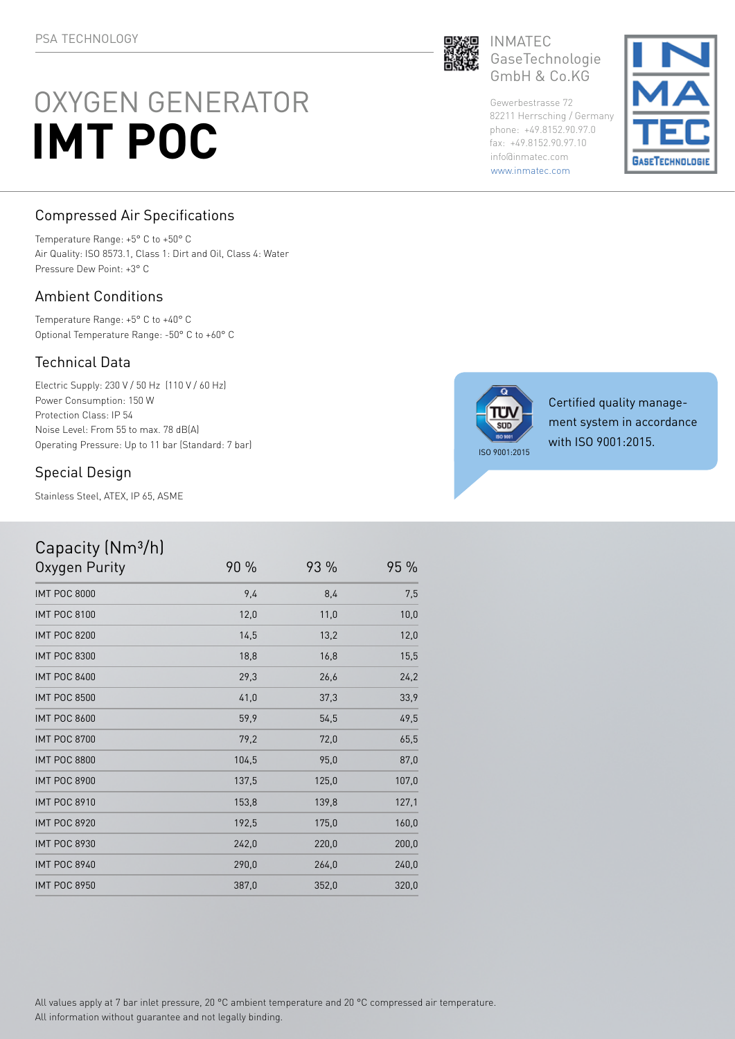PSA TECHNOLOGY

# OXYGEN GENERATOR
# IMT POC

INMATEC
GaseTechnologie
GmbH & Co.KG

Gewerbestrasse 72
82211 Herrsching / Germany
phone: +49.8152.90.97.0
fax: +49.8152.90.97.10
info@inmatec.com
www.inmatec.com

## Compressed Air Specifications

Temperature Range: +5° C to +50° C
Air Quality: ISO 8573.1, Class 1: Dirt and Oil, Class 4: Water
Pressure Dew Point: +3° C

## Ambient Conditions

Temperature Range: +5° C to +40° C
Optional Temperature Range: -50° C to +60° C

## Technical Data

Electric Supply: 230 V / 50 Hz (110 V / 60 Hz)
Power Consumption: 150 W
Protection Class: IP 54
Noise Level: From 55 to max. 78 dB(A)
Operating Pressure: Up to 11 bar (Standard: 7 bar)

## Special Design

Stainless Steel, ATEX, IP 65, ASME

ISO 9001:2015

Certified quality management system in accordance with ISO 9001:2015.

## Capacity (Nm³/h)

| Oxygen Purity | 90 % | 93 % | 95 % |
|---|---|---|---|
| IMT POC 8000 | 9,4 | 8,4 | 7,5 |
| IMT POC 8100 | 12,0 | 11,0 | 10,0 |
| IMT POC 8200 | 14,5 | 13,2 | 12,0 |
| IMT POC 8300 | 18,8 | 16,8 | 15,5 |
| IMT POC 8400 | 29,3 | 26,6 | 24,2 |
| IMT POC 8500 | 41,0 | 37,3 | 33,9 |
| IMT POC 8600 | 59,9 | 54,5 | 49,5 |
| IMT POC 8700 | 79,2 | 72,0 | 65,5 |
| IMT POC 8800 | 104,5 | 95,0 | 87,0 |
| IMT POC 8900 | 137,5 | 125,0 | 107,0 |
| IMT POC 8910 | 153,8 | 139,8 | 127,1 |
| IMT POC 8920 | 192,5 | 175,0 | 160,0 |
| IMT POC 8930 | 242,0 | 220,0 | 200,0 |
| IMT POC 8940 | 290,0 | 264,0 | 240,0 |
| IMT POC 8950 | 387,0 | 352,0 | 320,0 |

All values apply at 7 bar inlet pressure, 20 °C ambient temperature and 20 °C compressed air temperature.
All information without guarantee and not legally binding.